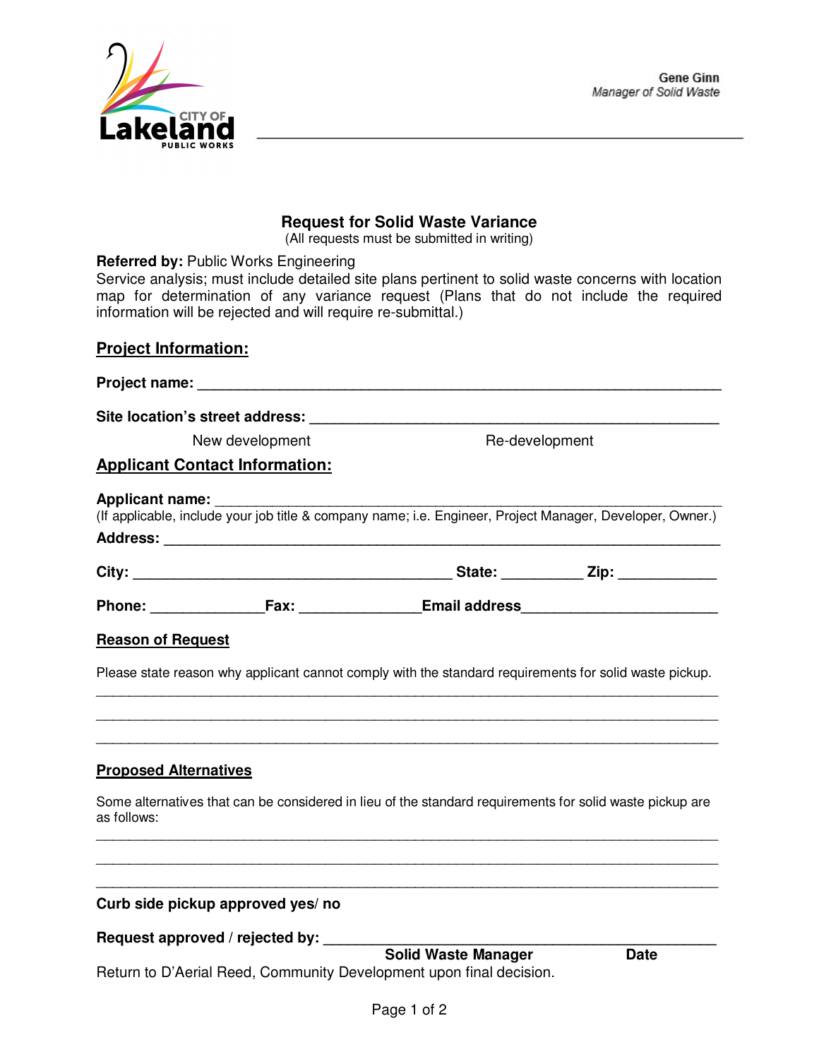CITY OF Lakeland PUBLIC WORKS

Gene Ginn
*Manager of Solid Waste*

# Request for Solid Waste Variance

(All requests must be submitted in writing)

**Referred by:** Public Works Engineering

Service analysis; must include detailed site plans pertinent to solid waste concerns with location map for determination of any variance request (Plans that do not include the required information will be rejected and will require re-submittal.)

## Project Information:

**Project name:** ____________________________________________________________

**Site location's street address:** ______________________________________________

New development                                        Re-development

## Applicant Contact Information:

**Applicant name:** __________________________________________________________

(If applicable, include your job title & company name; i.e. Engineer, Project Manager, Developer, Owner.)

**Address:** ________________________________________________________________

**City:** ______________________________________ **State:** _________ **Zip:** ___________

**Phone:** _____________**Fax:** ______________**Email address**_______________________

### Reason of Request

Please state reason why applicant cannot comply with the standard requirements for solid waste pickup.

_____________________________________________________________________________

_____________________________________________________________________________

_____________________________________________________________________________

### Proposed Alternatives

Some alternatives that can be considered in lieu of the standard requirements for solid waste pickup are as follows:

_____________________________________________________________________________

_____________________________________________________________________________

_____________________________________________________________________________

**Curb side pickup approved yes/ no**

**Request approved / rejected by:** ____________________________________________

**Solid Waste Manager**                    **Date**

Return to D'Aerial Reed, Community Development upon final decision.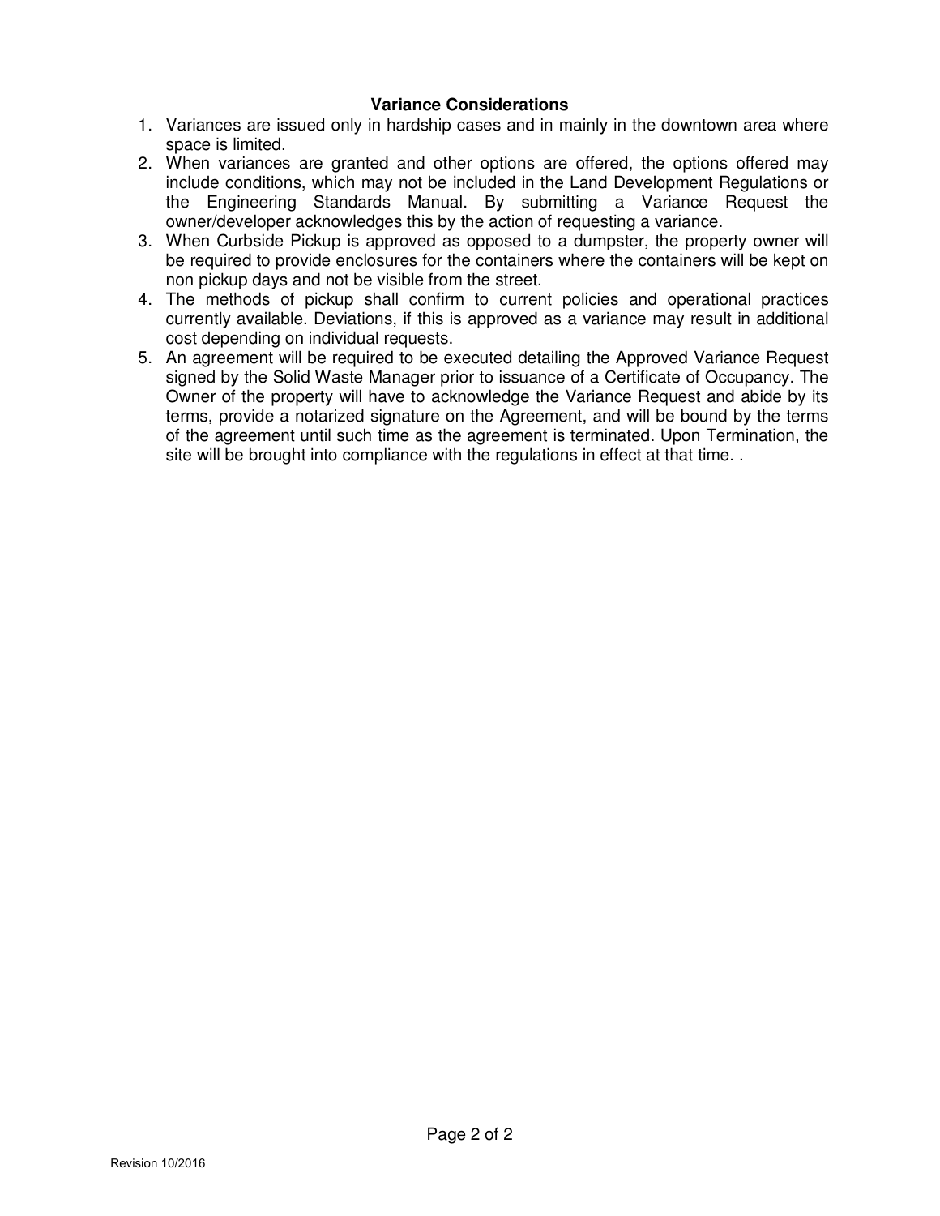## Variance Considerations

1. Variances are issued only in hardship cases and in mainly in the downtown area where space is limited.
2. When variances are granted and other options are offered, the options offered may include conditions, which may not be included in the Land Development Regulations or the Engineering Standards Manual. By submitting a Variance Request the owner/developer acknowledges this by the action of requesting a variance.
3. When Curbside Pickup is approved as opposed to a dumpster, the property owner will be required to provide enclosures for the containers where the containers will be kept on non pickup days and not be visible from the street.
4. The methods of pickup shall confirm to current policies and operational practices currently available. Deviations, if this is approved as a variance may result in additional cost depending on individual requests.
5. An agreement will be required to be executed detailing the Approved Variance Request signed by the Solid Waste Manager prior to issuance of a Certificate of Occupancy. The Owner of the property will have to acknowledge the Variance Request and abide by its terms, provide a notarized signature on the Agreement, and will be bound by the terms of the agreement until such time as the agreement is terminated. Upon Termination, the site will be brought into compliance with the regulations in effect at that time. .

Revision 10/2016